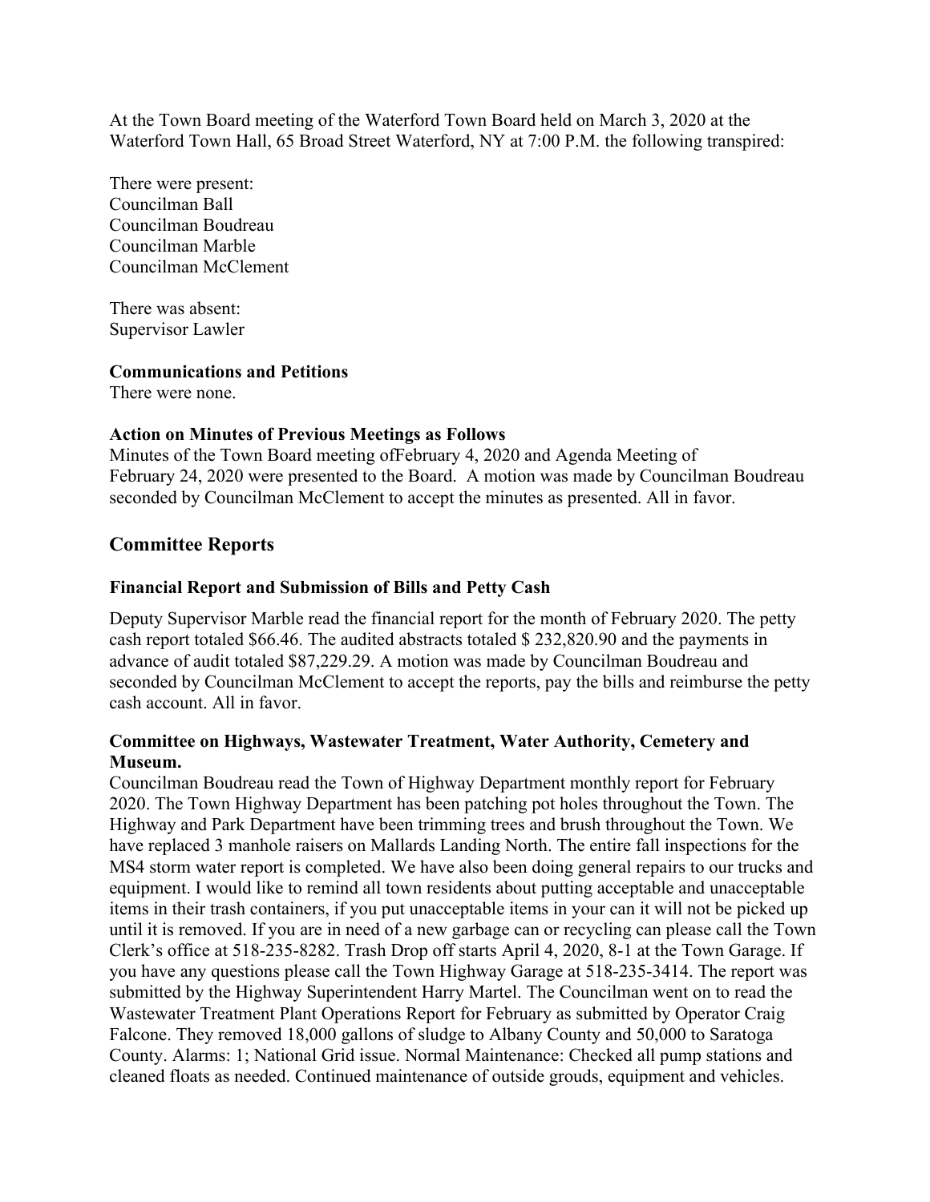At the Town Board meeting of the Waterford Town Board held on March 3, 2020 at the Waterford Town Hall, 65 Broad Street Waterford, NY at 7:00 P.M. the following transpired:

There were present:
Councilman Ball
Councilman Boudreau
Councilman Marble
Councilman McClement

There was absent:
Supervisor Lawler

**Communications and Petitions**
There were none.

**Action on Minutes of Previous Meetings as Follows**
Minutes of the Town Board meeting ofFebruary 4, 2020 and Agenda Meeting of February 24, 2020 were presented to the Board. A motion was made by Councilman Boudreau seconded by Councilman McClement to accept the minutes as presented. All in favor.

## Committee Reports

### Financial Report and Submission of Bills and Petty Cash

Deputy Supervisor Marble read the financial report for the month of February 2020. The petty cash report totaled $66.46. The audited abstracts totaled $ 232,820.90 and the payments in advance of audit totaled $87,229.29. A motion was made by Councilman Boudreau and seconded by Councilman McClement to accept the reports, pay the bills and reimburse the petty cash account. All in favor.

### Committee on Highways, Wastewater Treatment, Water Authority, Cemetery and Museum.

Councilman Boudreau read the Town of Highway Department monthly report for February 2020. The Town Highway Department has been patching pot holes throughout the Town. The Highway and Park Department have been trimming trees and brush throughout the Town. We have replaced 3 manhole raisers on Mallards Landing North. The entire fall inspections for the MS4 storm water report is completed. We have also been doing general repairs to our trucks and equipment. I would like to remind all town residents about putting acceptable and unacceptable items in their trash containers, if you put unacceptable items in your can it will not be picked up until it is removed. If you are in need of a new garbage can or recycling can please call the Town Clerk's office at 518-235-8282. Trash Drop off starts April 4, 2020, 8-1 at the Town Garage. If you have any questions please call the Town Highway Garage at 518-235-3414. The report was submitted by the Highway Superintendent Harry Martel. The Councilman went on to read the Wastewater Treatment Plant Operations Report for February as submitted by Operator Craig Falcone. They removed 18,000 gallons of sludge to Albany County and 50,000 to Saratoga County. Alarms: 1; National Grid issue. Normal Maintenance: Checked all pump stations and cleaned floats as needed. Continued maintenance of outside grouds, equipment and vehicles.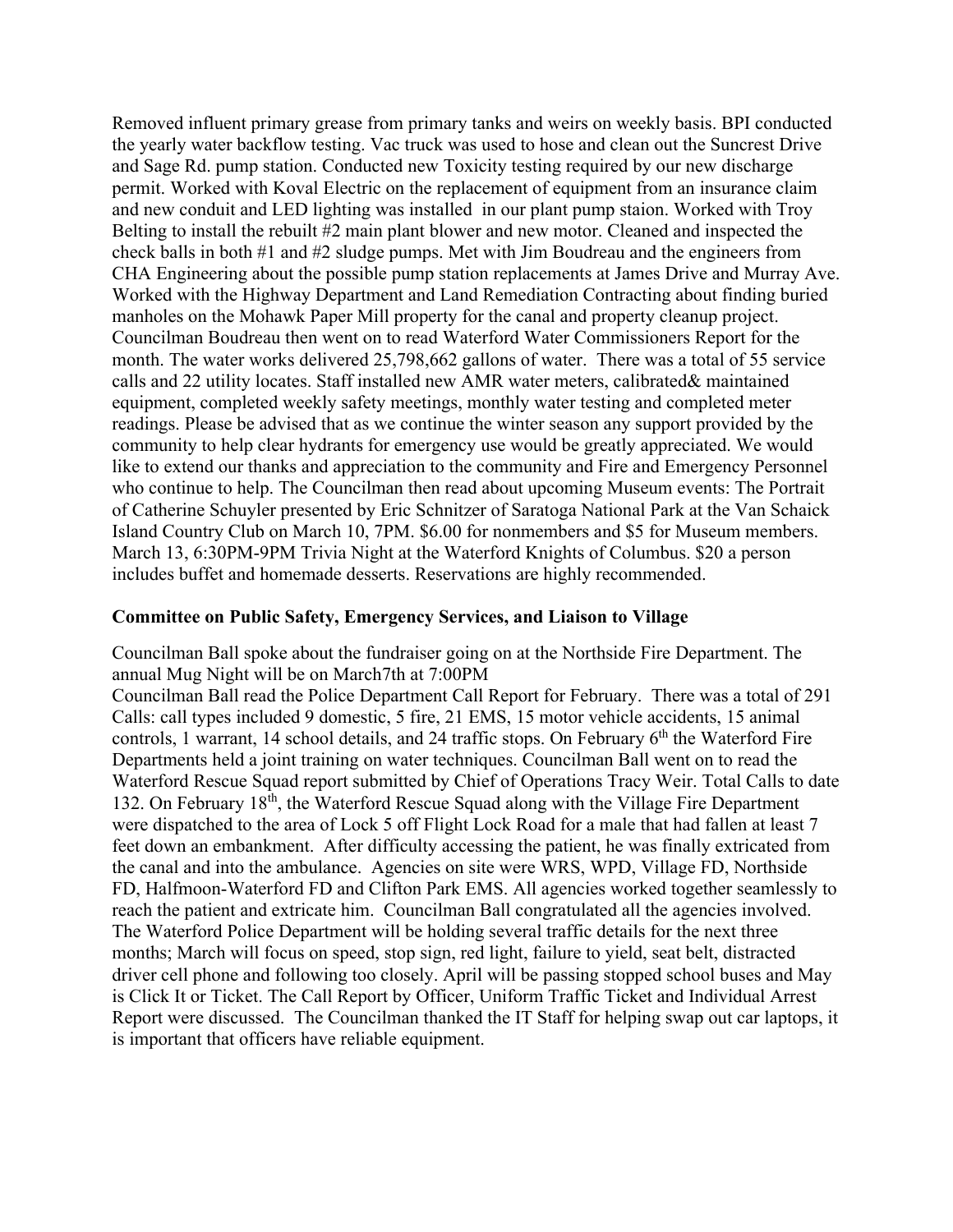Removed influent primary grease from primary tanks and weirs on weekly basis. BPI conducted the yearly water backflow testing. Vac truck was used to hose and clean out the Suncrest Drive and Sage Rd. pump station. Conducted new Toxicity testing required by our new discharge permit. Worked with Koval Electric on the replacement of equipment from an insurance claim and new conduit and LED lighting was installed in our plant pump staion. Worked with Troy Belting to install the rebuilt #2 main plant blower and new motor. Cleaned and inspected the check balls in both #1 and #2 sludge pumps. Met with Jim Boudreau and the engineers from CHA Engineering about the possible pump station replacements at James Drive and Murray Ave. Worked with the Highway Department and Land Remediation Contracting about finding buried manholes on the Mohawk Paper Mill property for the canal and property cleanup project. Councilman Boudreau then went on to read Waterford Water Commissioners Report for the month. The water works delivered 25,798,662 gallons of water. There was a total of 55 service calls and 22 utility locates. Staff installed new AMR water meters, calibrated& maintained equipment, completed weekly safety meetings, monthly water testing and completed meter readings. Please be advised that as we continue the winter season any support provided by the community to help clear hydrants for emergency use would be greatly appreciated. We would like to extend our thanks and appreciation to the community and Fire and Emergency Personnel who continue to help. The Councilman then read about upcoming Museum events: The Portrait of Catherine Schuyler presented by Eric Schnitzer of Saratoga National Park at the Van Schaick Island Country Club on March 10, 7PM. $6.00 for nonmembers and $5 for Museum members. March 13, 6:30PM-9PM Trivia Night at the Waterford Knights of Columbus. $20 a person includes buffet and homemade desserts. Reservations are highly recommended.

**Committee on Public Safety, Emergency Services, and Liaison to Village**

Councilman Ball spoke about the fundraiser going on at the Northside Fire Department. The annual Mug Night will be on March7th at 7:00PM

Councilman Ball read the Police Department Call Report for February. There was a total of 291 Calls: call types included 9 domestic, 5 fire, 21 EMS, 15 motor vehicle accidents, 15 animal controls, 1 warrant, 14 school details, and 24 traffic stops. On February 6th the Waterford Fire Departments held a joint training on water techniques. Councilman Ball went on to read the Waterford Rescue Squad report submitted by Chief of Operations Tracy Weir. Total Calls to date 132. On February 18th, the Waterford Rescue Squad along with the Village Fire Department were dispatched to the area of Lock 5 off Flight Lock Road for a male that had fallen at least 7 feet down an embankment. After difficulty accessing the patient, he was finally extricated from the canal and into the ambulance. Agencies on site were WRS, WPD, Village FD, Northside FD, Halfmoon-Waterford FD and Clifton Park EMS. All agencies worked together seamlessly to reach the patient and extricate him. Councilman Ball congratulated all the agencies involved. The Waterford Police Department will be holding several traffic details for the next three months; March will focus on speed, stop sign, red light, failure to yield, seat belt, distracted driver cell phone and following too closely. April will be passing stopped school buses and May is Click It or Ticket. The Call Report by Officer, Uniform Traffic Ticket and Individual Arrest Report were discussed. The Councilman thanked the IT Staff for helping swap out car laptops, it is important that officers have reliable equipment.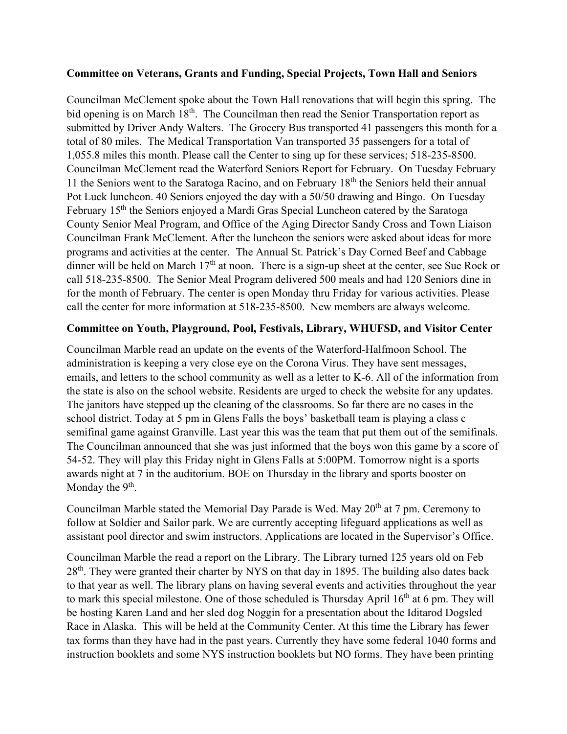**Committee on Veterans, Grants and Funding, Special Projects, Town Hall and Seniors**

Councilman McClement spoke about the Town Hall renovations that will begin this spring. The bid opening is on March 18th. The Councilman then read the Senior Transportation report as submitted by Driver Andy Walters. The Grocery Bus transported 41 passengers this month for a total of 80 miles. The Medical Transportation Van transported 35 passengers for a total of 1,055.8 miles this month. Please call the Center to sing up for these services; 518-235-8500. Councilman McClement read the Waterford Seniors Report for February. On Tuesday February 11 the Seniors went to the Saratoga Racino, and on February 18th the Seniors held their annual Pot Luck luncheon. 40 Seniors enjoyed the day with a 50/50 drawing and Bingo. On Tuesday February 15th the Seniors enjoyed a Mardi Gras Special Luncheon catered by the Saratoga County Senior Meal Program, and Office of the Aging Director Sandy Cross and Town Liaison Councilman Frank McClement. After the luncheon the seniors were asked about ideas for more programs and activities at the center. The Annual St. Patrick's Day Corned Beef and Cabbage dinner will be held on March 17th at noon. There is a sign-up sheet at the center, see Sue Rock or call 518-235-8500. The Senior Meal Program delivered 500 meals and had 120 Seniors dine in for the month of February. The center is open Monday thru Friday for various activities. Please call the center for more information at 518-235-8500. New members are always welcome.

**Committee on Youth, Playground, Pool, Festivals, Library, WHUFSD, and Visitor Center**

Councilman Marble read an update on the events of the Waterford-Halfmoon School. The administration is keeping a very close eye on the Corona Virus. They have sent messages, emails, and letters to the school community as well as a letter to K-6. All of the information from the state is also on the school website. Residents are urged to check the website for any updates. The janitors have stepped up the cleaning of the classrooms. So far there are no cases in the school district. Today at 5 pm in Glens Falls the boys' basketball team is playing a class c semifinal game against Granville. Last year this was the team that put them out of the semifinals. The Councilman announced that she was just informed that the boys won this game by a score of 54-52. They will play this Friday night in Glens Falls at 5:00PM. Tomorrow night is a sports awards night at 7 in the auditorium. BOE on Thursday in the library and sports booster on Monday the 9th.

Councilman Marble stated the Memorial Day Parade is Wed. May 20th at 7 pm. Ceremony to follow at Soldier and Sailor park. We are currently accepting lifeguard applications as well as assistant pool director and swim instructors. Applications are located in the Supervisor's Office.

Councilman Marble the read a report on the Library. The Library turned 125 years old on Feb 28th. They were granted their charter by NYS on that day in 1895. The building also dates back to that year as well. The library plans on having several events and activities throughout the year to mark this special milestone. One of those scheduled is Thursday April 16th at 6 pm. They will be hosting Karen Land and her sled dog Noggin for a presentation about the Iditarod Dogsled Race in Alaska. This will be held at the Community Center. At this time the Library has fewer tax forms than they have had in the past years. Currently they have some federal 1040 forms and instruction booklets and some NYS instruction booklets but NO forms. They have been printing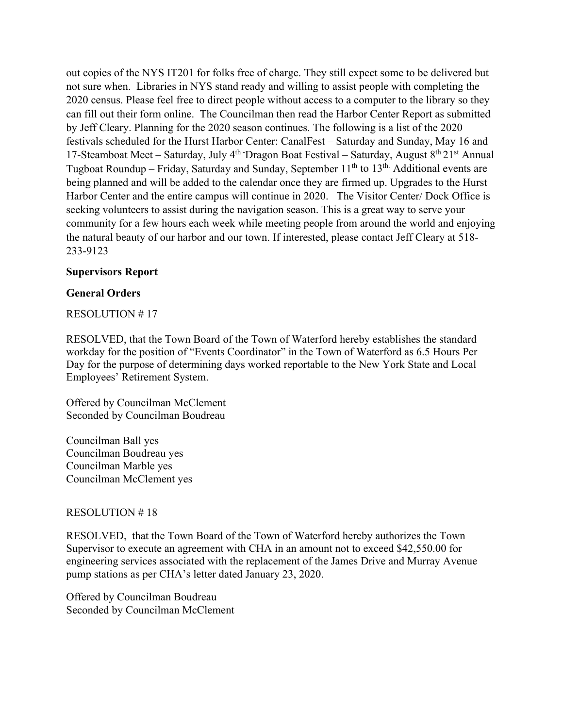out copies of the NYS IT201 for folks free of charge. They still expect some to be delivered but not sure when. Libraries in NYS stand ready and willing to assist people with completing the 2020 census. Please feel free to direct people without access to a computer to the library so they can fill out their form online. The Councilman then read the Harbor Center Report as submitted by Jeff Cleary. Planning for the 2020 season continues. The following is a list of the 2020 festivals scheduled for the Hurst Harbor Center: CanalFest – Saturday and Sunday, May 16 and 17-Steamboat Meet – Saturday, July 4th -Dragon Boat Festival – Saturday, August 8th 21st Annual Tugboat Roundup – Friday, Saturday and Sunday, September 11th to 13th. Additional events are being planned and will be added to the calendar once they are firmed up. Upgrades to the Hurst Harbor Center and the entire campus will continue in 2020. The Visitor Center/ Dock Office is seeking volunteers to assist during the navigation season. This is a great way to serve your community for a few hours each week while meeting people from around the world and enjoying the natural beauty of our harbor and our town. If interested, please contact Jeff Cleary at 518-233-9123

**Supervisors Report**

**General Orders**

RESOLUTION # 17

RESOLVED, that the Town Board of the Town of Waterford hereby establishes the standard workday for the position of "Events Coordinator" in the Town of Waterford as 6.5 Hours Per Day for the purpose of determining days worked reportable to the New York State and Local Employees' Retirement System.

Offered by Councilman McClement
Seconded by Councilman Boudreau

Councilman Ball yes
Councilman Boudreau yes
Councilman Marble yes
Councilman McClement yes

RESOLUTION # 18

RESOLVED, that the Town Board of the Town of Waterford hereby authorizes the Town Supervisor to execute an agreement with CHA in an amount not to exceed $42,550.00 for engineering services associated with the replacement of the James Drive and Murray Avenue pump stations as per CHA's letter dated January 23, 2020.

Offered by Councilman Boudreau
Seconded by Councilman McClement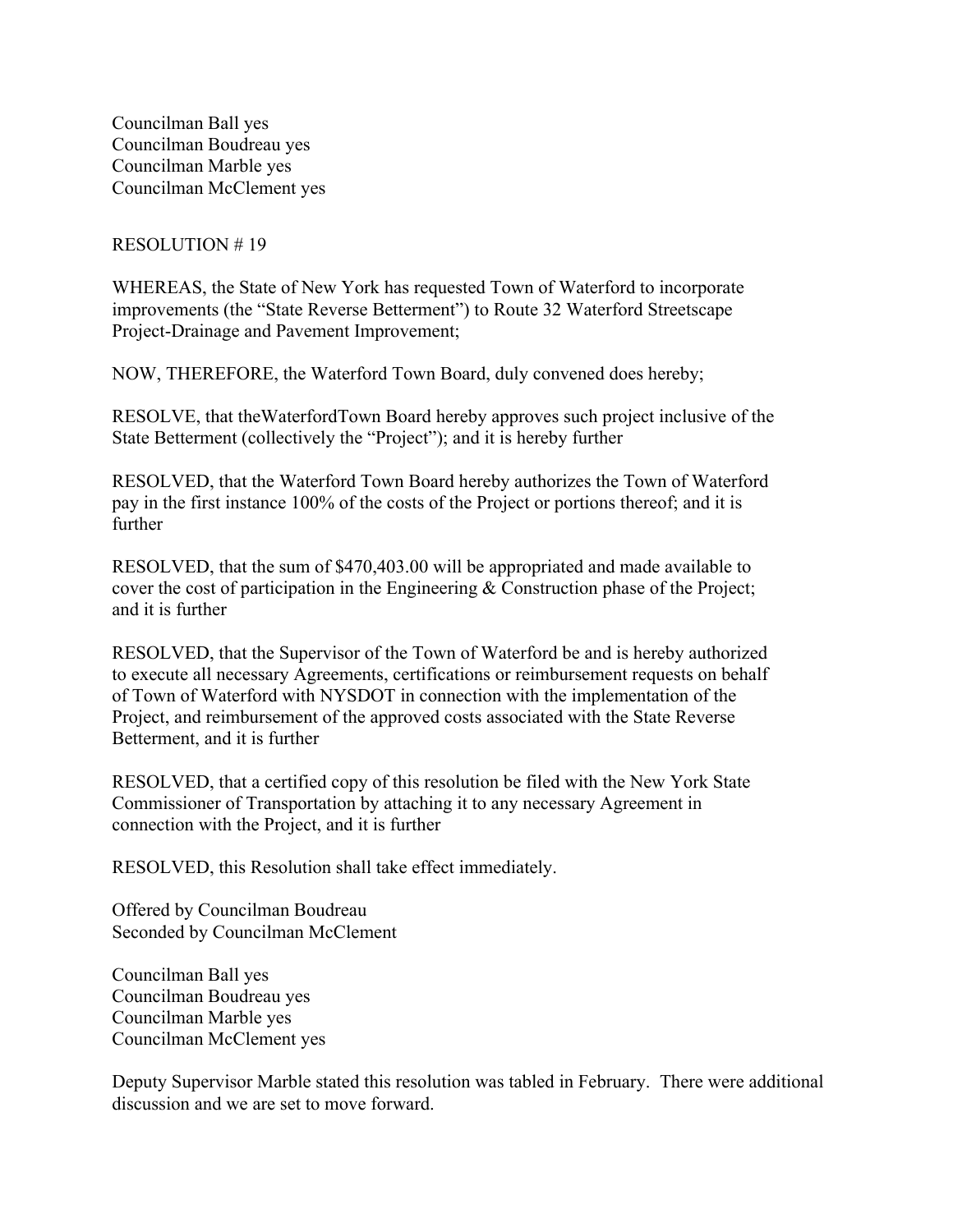Councilman Ball yes
Councilman Boudreau yes
Councilman Marble yes
Councilman McClement yes

RESOLUTION # 19

WHEREAS, the State of New York has requested Town of Waterford to incorporate improvements (the "State Reverse Betterment") to Route 32 Waterford Streetscape Project-Drainage and Pavement Improvement;

NOW, THEREFORE, the Waterford Town Board, duly convened does hereby;

RESOLVE, that theWaterfordTown Board hereby approves such project inclusive of the State Betterment (collectively the "Project"); and it is hereby further

RESOLVED, that the Waterford Town Board hereby authorizes the Town of Waterford pay in the first instance 100% of the costs of the Project or portions thereof; and it is further

RESOLVED, that the sum of $470,403.00 will be appropriated and made available to cover the cost of participation in the Engineering & Construction phase of the Project; and it is further

RESOLVED, that the Supervisor of the Town of Waterford be and is hereby authorized to execute all necessary Agreements, certifications or reimbursement requests on behalf of Town of Waterford with NYSDOT in connection with the implementation of the Project, and reimbursement of the approved costs associated with the State Reverse Betterment, and it is further

RESOLVED, that a certified copy of this resolution be filed with the New York State Commissioner of Transportation by attaching it to any necessary Agreement in connection with the Project, and it is further

RESOLVED, this Resolution shall take effect immediately.

Offered by Councilman Boudreau
Seconded by Councilman McClement

Councilman Ball yes
Councilman Boudreau yes
Councilman Marble yes
Councilman McClement yes

Deputy Supervisor Marble stated this resolution was tabled in February. There were additional discussion and we are set to move forward.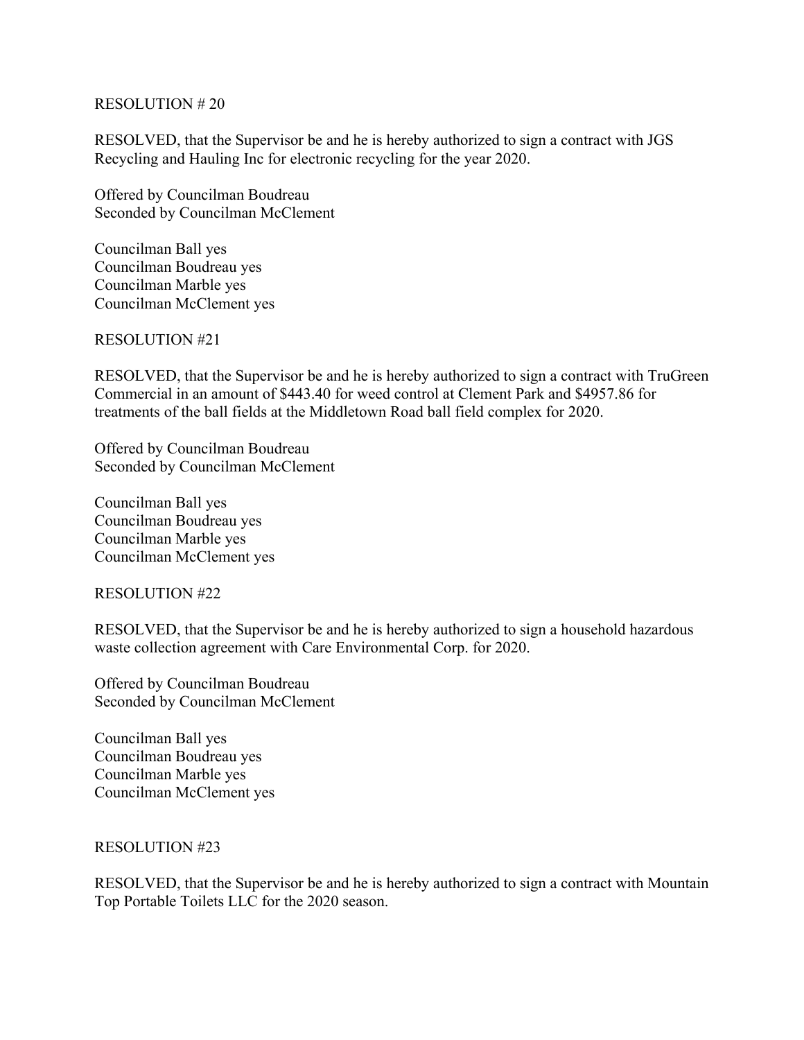RESOLUTION # 20

RESOLVED, that the Supervisor be and he is hereby authorized to sign a contract with JGS Recycling and Hauling Inc for electronic recycling for the year 2020.

Offered by Councilman Boudreau
Seconded by Councilman McClement

Councilman Ball yes
Councilman Boudreau yes
Councilman Marble yes
Councilman McClement yes

RESOLUTION #21

RESOLVED, that the Supervisor be and he is hereby authorized to sign a contract with TruGreen Commercial in an amount of $443.40 for weed control at Clement Park and $4957.86 for treatments of the ball fields at the Middletown Road ball field complex for 2020.

Offered by Councilman Boudreau
Seconded by Councilman McClement

Councilman Ball yes
Councilman Boudreau yes
Councilman Marble yes
Councilman McClement yes

RESOLUTION #22

RESOLVED, that the Supervisor be and he is hereby authorized to sign a household hazardous waste collection agreement with Care Environmental Corp. for 2020.

Offered by Councilman Boudreau
Seconded by Councilman McClement

Councilman Ball yes
Councilman Boudreau yes
Councilman Marble yes
Councilman McClement yes

RESOLUTION #23

RESOLVED, that the Supervisor be and he is hereby authorized to sign a contract with Mountain Top Portable Toilets LLC for the 2020 season.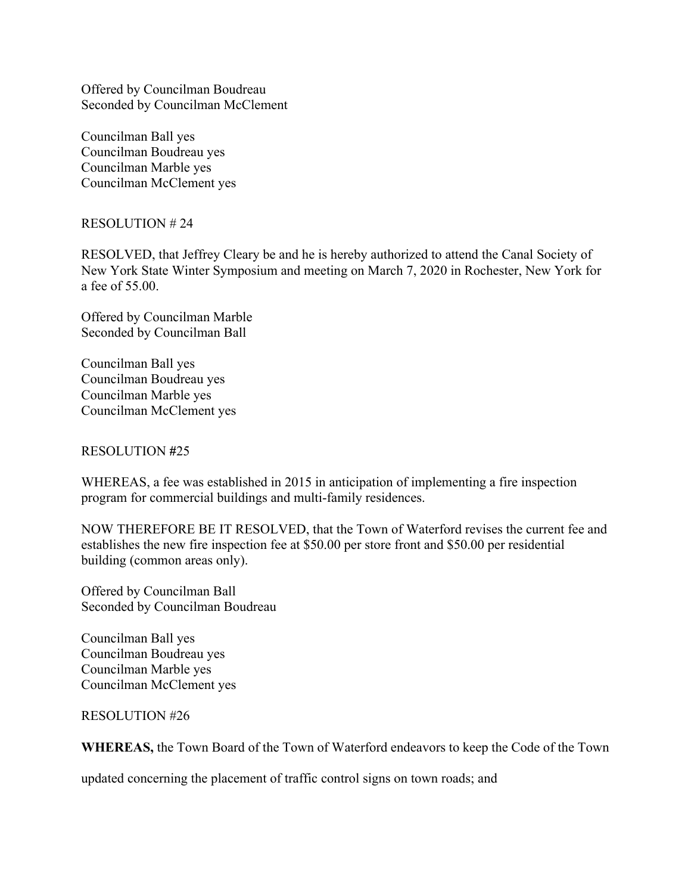Offered by Councilman Boudreau
Seconded by Councilman McClement

Councilman Ball yes
Councilman Boudreau yes
Councilman Marble yes
Councilman McClement yes

RESOLUTION # 24

RESOLVED, that Jeffrey Cleary be and he is hereby authorized to attend the Canal Society of New York State Winter Symposium and meeting on March 7, 2020 in Rochester, New York for a fee of 55.00.

Offered by Councilman Marble
Seconded by Councilman Ball

Councilman Ball yes
Councilman Boudreau yes
Councilman Marble yes
Councilman McClement yes

RESOLUTION #25

WHEREAS, a fee was established in 2015 in anticipation of implementing a fire inspection program for commercial buildings and multi-family residences.

NOW THEREFORE BE IT RESOLVED, that the Town of Waterford revises the current fee and establishes the new fire inspection fee at $50.00 per store front and $50.00 per residential building (common areas only).

Offered by Councilman Ball
Seconded by Councilman Boudreau

Councilman Ball yes
Councilman Boudreau yes
Councilman Marble yes
Councilman McClement yes

RESOLUTION #26

**WHEREAS,** the Town Board of the Town of Waterford endeavors to keep the Code of the Town updated concerning the placement of traffic control signs on town roads; and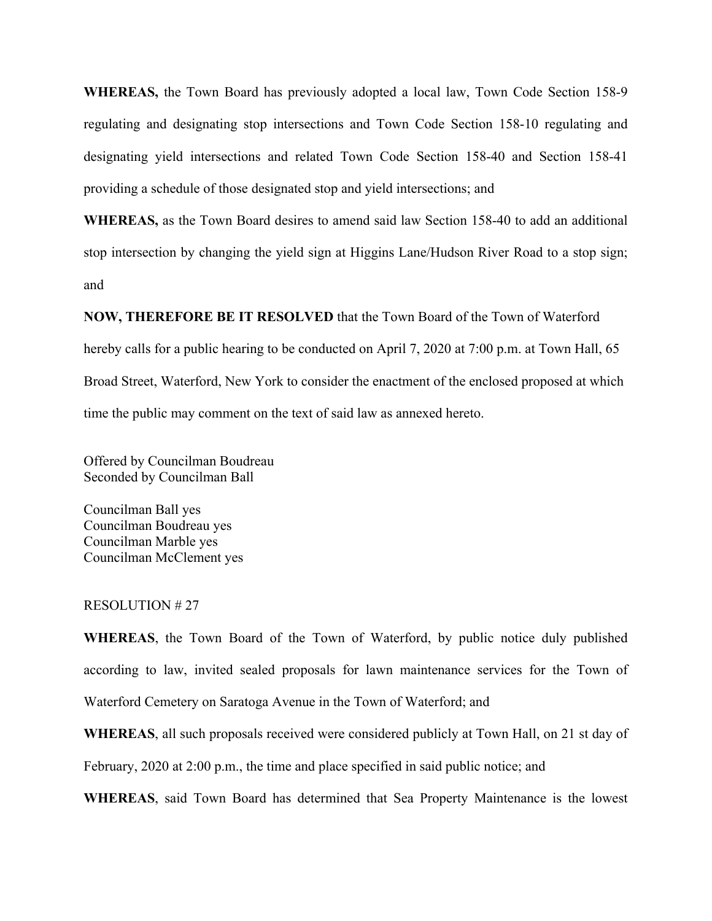**WHEREAS,** the Town Board has previously adopted a local law, Town Code Section 158-9 regulating and designating stop intersections and Town Code Section 158-10 regulating and designating yield intersections and related Town Code Section 158-40 and Section 158-41 providing a schedule of those designated stop and yield intersections; and

**WHEREAS,** as the Town Board desires to amend said law Section 158-40 to add an additional stop intersection by changing the yield sign at Higgins Lane/Hudson River Road to a stop sign; and

**NOW, THEREFORE BE IT RESOLVED** that the Town Board of the Town of Waterford hereby calls for a public hearing to be conducted on April 7, 2020 at 7:00 p.m. at Town Hall, 65 Broad Street, Waterford, New York to consider the enactment of the enclosed proposed at which time the public may comment on the text of said law as annexed hereto.

Offered by Councilman Boudreau
Seconded by Councilman Ball

Councilman Ball yes
Councilman Boudreau yes
Councilman Marble yes
Councilman McClement yes

RESOLUTION # 27

**WHEREAS**, the Town Board of the Town of Waterford, by public notice duly published according to law, invited sealed proposals for lawn maintenance services for the Town of Waterford Cemetery on Saratoga Avenue in the Town of Waterford; and

**WHEREAS**, all such proposals received were considered publicly at Town Hall, on 21 st day of February, 2020 at 2:00 p.m., the time and place specified in said public notice; and

**WHEREAS**, said Town Board has determined that Sea Property Maintenance is the lowest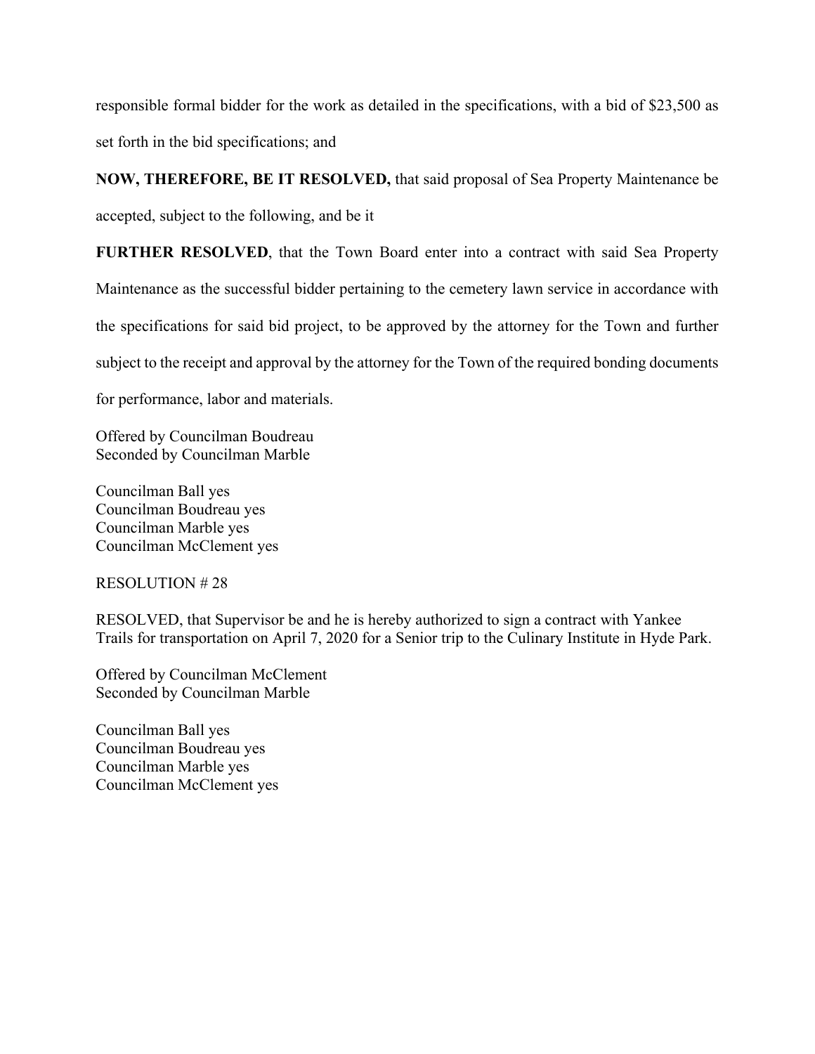responsible formal bidder for the work as detailed in the specifications, with a bid of $23,500 as set forth in the bid specifications; and

**NOW, THEREFORE, BE IT RESOLVED,** that said proposal of Sea Property Maintenance be accepted, subject to the following, and be it

**FURTHER RESOLVED**, that the Town Board enter into a contract with said Sea Property Maintenance as the successful bidder pertaining to the cemetery lawn service in accordance with the specifications for said bid project, to be approved by the attorney for the Town and further subject to the receipt and approval by the attorney for the Town of the required bonding documents for performance, labor and materials.

Offered by Councilman Boudreau
Seconded by Councilman Marble

Councilman Ball yes
Councilman Boudreau yes
Councilman Marble yes
Councilman McClement yes

RESOLUTION # 28

RESOLVED, that Supervisor be and he is hereby authorized to sign a contract with Yankee Trails for transportation on April 7, 2020 for a Senior trip to the Culinary Institute in Hyde Park.

Offered by Councilman McClement
Seconded by Councilman Marble

Councilman Ball yes
Councilman Boudreau yes
Councilman Marble yes
Councilman McClement yes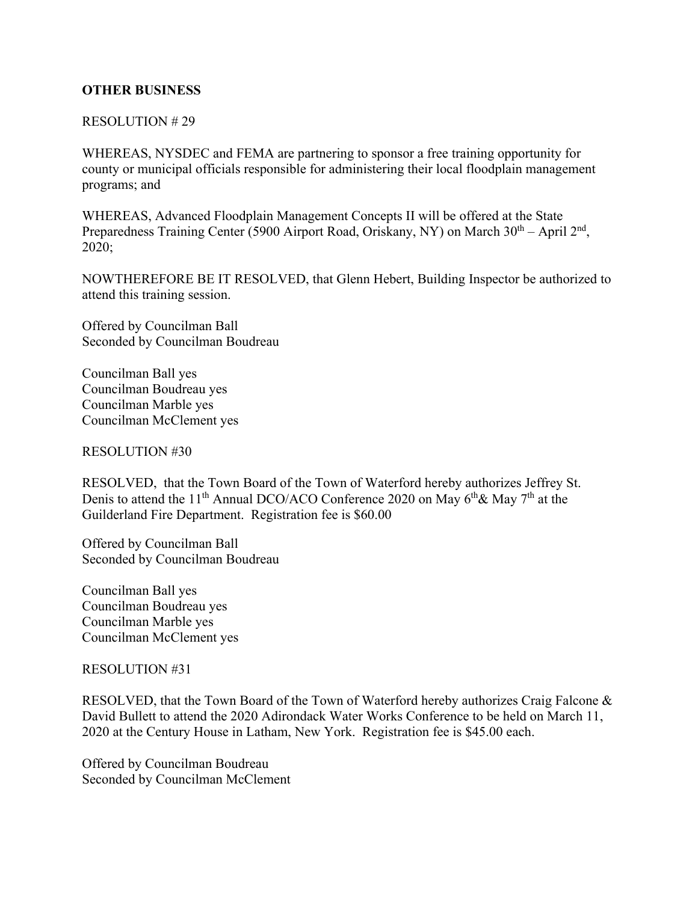**OTHER BUSINESS**

RESOLUTION # 29

WHEREAS, NYSDEC and FEMA are partnering to sponsor a free training opportunity for county or municipal officials responsible for administering their local floodplain management programs; and

WHEREAS, Advanced Floodplain Management Concepts II will be offered at the State Preparedness Training Center (5900 Airport Road, Oriskany, NY) on March 30th – April 2nd, 2020;

NOWTHEREFORE BE IT RESOLVED, that Glenn Hebert, Building Inspector be authorized to attend this training session.

Offered by Councilman Ball
Seconded by Councilman Boudreau

Councilman Ball yes
Councilman Boudreau yes
Councilman Marble yes
Councilman McClement yes

RESOLUTION #30

RESOLVED, that the Town Board of the Town of Waterford hereby authorizes Jeffrey St. Denis to attend the 11th Annual DCO/ACO Conference 2020 on May 6th & May 7th at the Guilderland Fire Department. Registration fee is $60.00

Offered by Councilman Ball
Seconded by Councilman Boudreau

Councilman Ball yes
Councilman Boudreau yes
Councilman Marble yes
Councilman McClement yes

RESOLUTION #31

RESOLVED, that the Town Board of the Town of Waterford hereby authorizes Craig Falcone & David Bullett to attend the 2020 Adirondack Water Works Conference to be held on March 11, 2020 at the Century House in Latham, New York. Registration fee is $45.00 each.

Offered by Councilman Boudreau
Seconded by Councilman McClement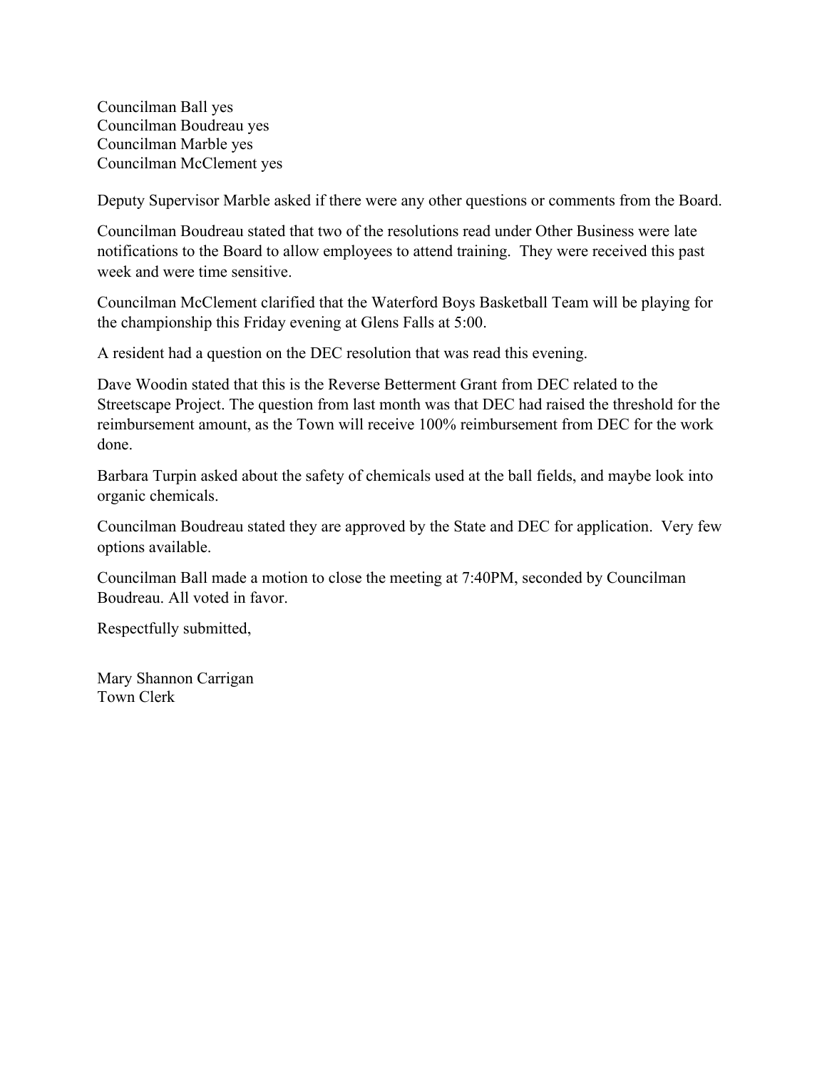Councilman Ball yes
Councilman Boudreau yes
Councilman Marble yes
Councilman McClement yes

Deputy Supervisor Marble asked if there were any other questions or comments from the Board.

Councilman Boudreau stated that two of the resolutions read under Other Business were late notifications to the Board to allow employees to attend training. They were received this past week and were time sensitive.

Councilman McClement clarified that the Waterford Boys Basketball Team will be playing for the championship this Friday evening at Glens Falls at 5:00.

A resident had a question on the DEC resolution that was read this evening.

Dave Woodin stated that this is the Reverse Betterment Grant from DEC related to the Streetscape Project. The question from last month was that DEC had raised the threshold for the reimbursement amount, as the Town will receive 100% reimbursement from DEC for the work done.

Barbara Turpin asked about the safety of chemicals used at the ball fields, and maybe look into organic chemicals.

Councilman Boudreau stated they are approved by the State and DEC for application. Very few options available.

Councilman Ball made a motion to close the meeting at 7:40PM, seconded by Councilman Boudreau. All voted in favor.

Respectfully submitted,

Mary Shannon Carrigan
Town Clerk